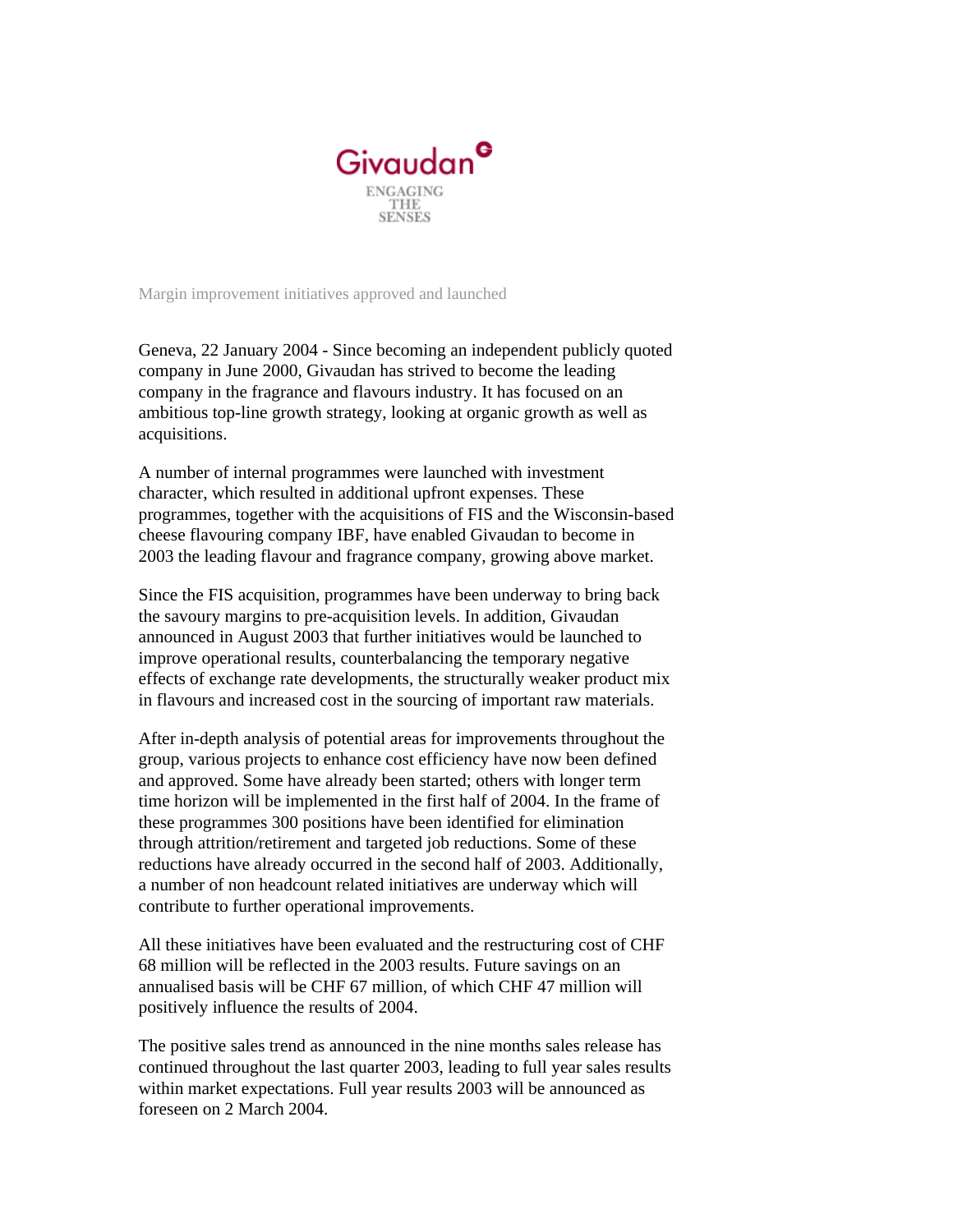Givaudan

ENGAGING THE SENSES

## Margin improvement initiatives approved and launched

Geneva, 22 January 2004 - Since becoming an independent publicly quoted company in June 2000, Givaudan has strived to become the leading company in the fragrance and flavours industry. It has focused on an ambitious top-line growth strategy, looking at organic growth as well as acquisitions.

A number of internal programmes were launched with investment character, which resulted in additional upfront expenses. These programmes, together with the acquisitions of FIS and the Wisconsin-based cheese flavouring company IBF, have enabled Givaudan to become in 2003 the leading flavour and fragrance company, growing above market.

Since the FIS acquisition, programmes have been underway to bring back the savoury margins to pre-acquisition levels. In addition, Givaudan announced in August 2003 that further initiatives would be launched to improve operational results, counterbalancing the temporary negative effects of exchange rate developments, the structurally weaker product mix in flavours and increased cost in the sourcing of important raw materials.

After in-depth analysis of potential areas for improvements throughout the group, various projects to enhance cost efficiency have now been defined and approved. Some have already been started; others with longer term time horizon will be implemented in the first half of 2004. In the frame of these programmes 300 positions have been identified for elimination through attrition/retirement and targeted job reductions. Some of these reductions have already occurred in the second half of 2003. Additionally, a number of non headcount related initiatives are underway which will contribute to further operational improvements.

All these initiatives have been evaluated and the restructuring cost of CHF 68 million will be reflected in the 2003 results. Future savings on an annualised basis will be CHF 67 million, of which CHF 47 million will positively influence the results of 2004.

The positive sales trend as announced in the nine months sales release has continued throughout the last quarter 2003, leading to full year sales results within market expectations. Full year results 2003 will be announced as foreseen on 2 March 2004.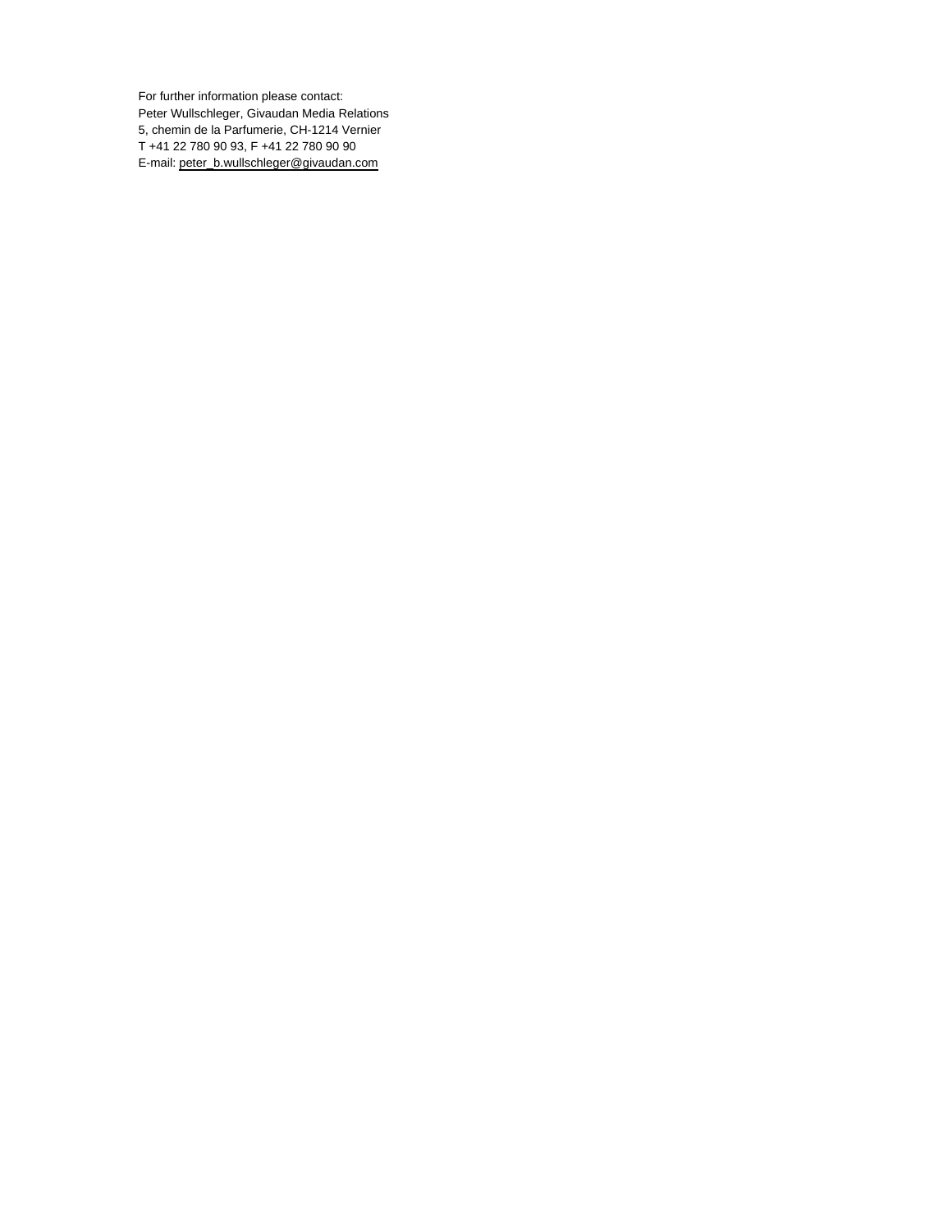For further information please contact:
Peter Wullschleger, Givaudan Media Relations
5, chemin de la Parfumerie, CH-1214 Vernier
T +41 22 780 90 93, F +41 22 780 90 90
E-mail: peter_b.wullschleger@givaudan.com